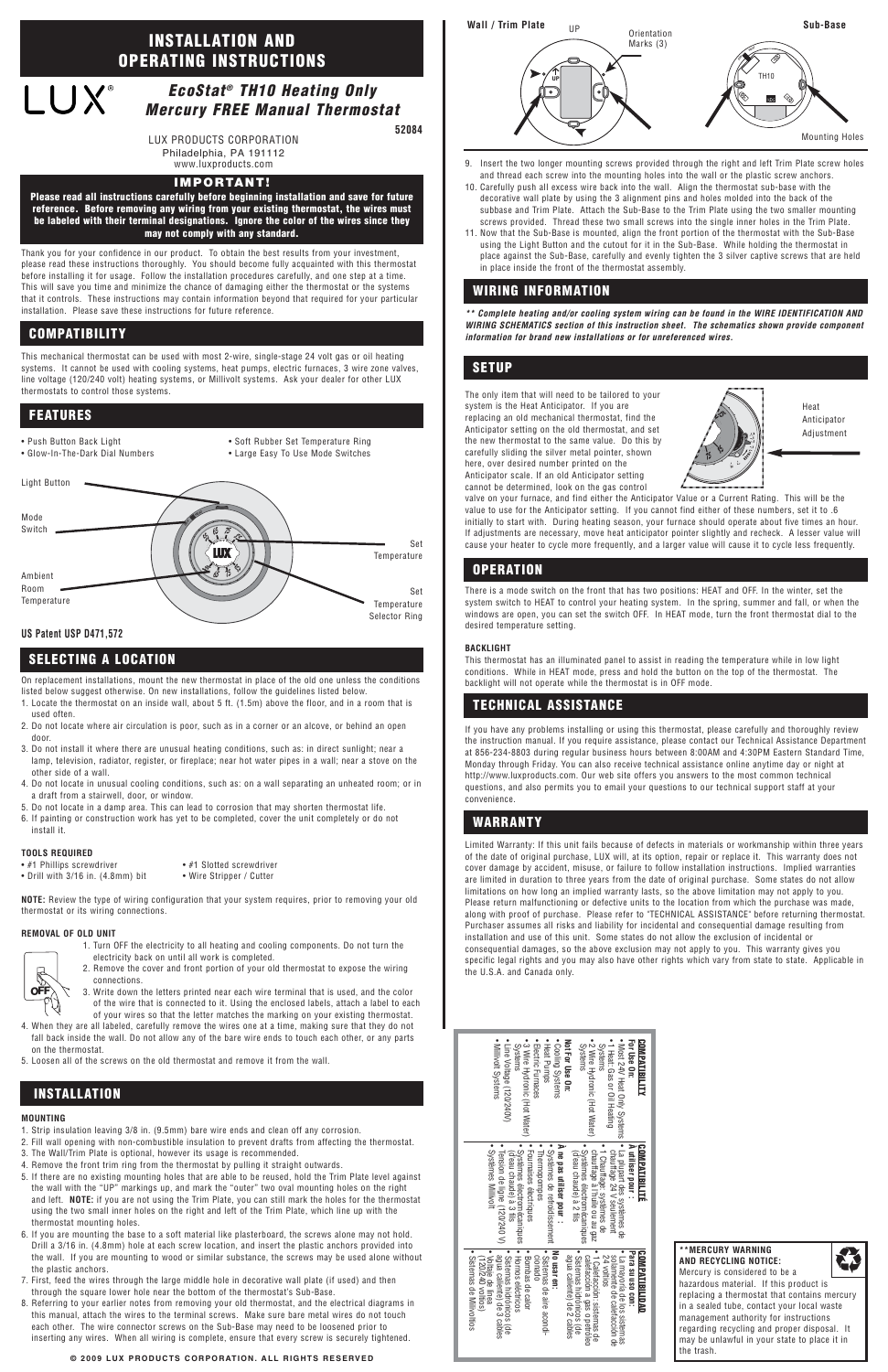# INSTALLATION AND OPERATING INSTRUCTIONS

LUX®

## *EcoStat® TH10 Heating Only Mercury FREE Manual Thermostat*

52084

LUX PRODUCTS CORPORATION
Philadelphia, PA 191112
www.luxproducts.com

**IMPORTANT!**

**Please read all instructions carefully before beginning installation and save for future reference. Before removing any wiring from your existing thermostat, the wires must be labeled with their terminal designations. Ignore the color of the wires since they may not comply with any standard.**

Thank you for your confidence in our product. To obtain the best results from your investment, please read these instructions thoroughly. You should become fully acquainted with this thermostat before installing it for usage. Follow the installation procedures carefully, and one step at a time. This will save you time and minimize the chance of damaging either the thermostat or the systems that it controls. These instructions may contain information beyond that required for your particular installation. Please save these instructions for future reference.

## COMPATIBILITY

This mechanical thermostat can be used with most 2-wire, single-stage 24 volt gas or oil heating systems. It cannot be used with cooling systems, heat pumps, electric furnaces, 3 wire zone valves, line voltage (120/240 volt) heating systems, or Millivolt systems. Ask your dealer for other LUX thermostats to control those systems.

## FEATURES

- Push Button Back Light
- Glow-In-The-Dark Dial Numbers
- Soft Rubber Set Temperature Ring
- Large Easy To Use Mode Switches

Light Button, Mode Switch, Ambient Room Temperature, Set Temperature, Set Temperature Selector Ring

**US Patent USP D471,572**

## SELECTING A LOCATION

On replacement installations, mount the new thermostat in place of the old one unless the conditions listed below suggest otherwise. On new installations, follow the guidelines listed below.

1. Locate the thermostat on an inside wall, about 5 ft. (1.5m) above the floor, and in a room that is used often.
2. Do not locate where air circulation is poor, such as in a corner or an alcove, or behind an open door.
3. Do not install it where there are unusual heating conditions, such as: in direct sunlight; near a lamp, television, radiator, register, or fireplace; near hot water pipes in a wall; near a stove on the other side of a wall.
4. Do not locate in unusual cooling conditions, such as: on a wall separating an unheated room; or in a draft from a stairwell, door, or window.
5. Do not locate in a damp area. This can lead to corrosion that may shorten thermostat life.
6. If painting or construction work has yet to be completed, cover the unit completely or do not install it.

**TOOLS REQUIRED**

- #1 Phillips screwdriver
- Drill with 3/16 in. (4.8mm) bit
- #1 Slotted screwdriver
- Wire Stripper / Cutter

**NOTE:** Review the type of wiring configuration that your system requires, prior to removing your old thermostat or its wiring connections.

**REMOVAL OF OLD UNIT**

1. Turn OFF the electricity to all heating and cooling components. Do not turn the electricity back on until all work is completed.
2. Remove the cover and front portion of your old thermostat to expose the wiring connections.
3. Write down the letters printed near each wire terminal that is used, and the color of the wire that is connected to it. Using the enclosed labels, attach a label to each of your wires so that the letter matches the marking on your existing thermostat.
4. When they are all labeled, carefully remove the wires one at a time, making sure that they do not fall back inside the wall. Do not allow any of the bare wire ends to touch each other, or any parts on the thermostat.
5. Loosen all of the screws on the old thermostat and remove it from the wall.

## INSTALLATION

**MOUNTING**

1. Strip insulation leaving 3/8 in. (9.5mm) bare wire ends and clean off any corrosion.
2. Fill wall opening with non-combustible insulation to prevent drafts from affecting the thermostat.
3. The Wall/Trim Plate is optional, however its use is recommended.
4. Remove the front trim ring from the thermostat by pulling it straight outwards.
5. If there are no existing mounting holes that are able to be reused, hold the Trim Plate level against the wall with the "UP" markings up, and mark the "outer" two oval mounting holes on the right and left. **NOTE:** if you are not using the Trim Plate, you can still mark the holes for the thermostat using the two small inner holes on the right and left of the Trim Plate, which line up with the thermostat mounting holes.
6. If you are mounting the base to a soft material like plasterboard, the screws alone may not hold. Drill a 3/16 in. (4.8mm) hole at each screw location, and insert the plastic anchors provided into the wall. If you are mounting to wood or similar substance, the screws may be used alone without the plastic anchors.
7. First, feed the wires through the large middle hole in decorative wall plate (if used) and then through the square lower hole near the bottom of the thermostat's Sub-Base.
8. Referring to your earlier notes from removing your old thermostat, and the electrical diagrams in this manual, attach the wires to the terminal screws. Make sure bare metal wires do not touch each other. The wire connector screws on the Sub-Base may need to be loosened prior to inserting any wires. When all wiring is complete, ensure that every screw is securely tightened.

Wall / Trim Plate — UP — Orientation Marks (3) — Sub-Base — TH10 — Mounting Holes

9. Insert the two longer mounting screws provided through the right and left Trim Plate screw holes and thread each screw into the mounting holes into the wall or the plastic screw anchors.
10. Carefully push all excess wire back into the wall. Align the thermostat sub-base with the decorative wall plate by using the 3 alignment pins and holes molded into the back of the subbase and Trim Plate. Attach the Sub-Base to the Trim Plate using the two smaller mounting screws provided. Thread these two small screws into the single inner holes in the Trim Plate.
11. Now that the Sub-Base is mounted, align the front portion of the thermostat with the Sub-Base using the Light Button and the cutout for it in the Sub-Base. While holding the thermostat in place against the Sub-Base, carefully and evenly tighten the 3 silver captive screws that are held in place inside the front of the thermostat assembly.

## WIRING INFORMATION

***\*\* Complete heating and/or cooling system wiring can be found in the WIRE IDENTIFICATION AND WIRING SCHEMATICS section of this instruction sheet. The schematics shown provide component information for brand new installations or for unreferenced wires.***

## SETUP

The only item that will need to be tailored to your system is the Heat Anticipator. If you are replacing an old mechanical thermostat, find the Anticipator setting on the old thermostat, and set the new thermostat to the same value. Do this by carefully sliding the silver metal pointer, shown here, over desired number printed on the Anticipator scale. If an old Anticipator setting cannot be determined, look on the gas control valve on your furnace, and find either the Anticipator Value or a Current Rating. This will be the value to use for the Anticipator setting. If you cannot find either of these numbers, set it to .6 initially to start with. During heating season, your furnace should operate about five times an hour. If adjustments are necessary, move heat anticipator pointer slightly and recheck. A lesser value will cause your heater to cycle more frequently, and a larger value will cause it to cycle less frequently.

Heat Anticipator Adjustment

## OPERATION

There is a mode switch on the front that has two positions: HEAT and OFF. In the winter, set the system switch to HEAT to control your heating system. In the spring, summer and fall, or when the windows are open, you can set the switch OFF. In HEAT mode, turn the front thermostat dial to the desired temperature setting.

**BACKLIGHT**

This thermostat has an illuminated panel to assist in reading the temperature while in low light conditions. While in HEAT mode, press and hold the button on the top of the thermostat. The backlight will not operate while the thermostat is in OFF mode.

## TECHNICAL ASSISTANCE

If you have any problems installing or using this thermostat, please carefully and thoroughly review the instruction manual. If you require assistance, please contact our Technical Assistance Department at 856-234-8803 during regular business hours between 8:00AM and 4:30PM Eastern Standard Time, Monday through Friday. You can also receive technical assistance online anytime day or night at http://www.luxproducts.com. Our web site offers you answers to the most common technical questions, and also permits you to email your questions to our technical support staff at your convenience.

## WARRANTY

Limited Warranty: If this unit fails because of defects in materials or workmanship within three years of the date of original purchase, LUX will, at its option, repair or replace it. This warranty does not cover damage by accident, misuse, or failure to follow installation instructions. Implied warranties are limited in duration to three years from the date of original purchase. Some states do not allow limitations on how long an implied warranty lasts, so the above limitation may not apply to you. Please return malfunctioning or defective units to the location from which the purchase was made, along with proof of purchase. Please refer to "TECHNICAL ASSISTANCE" before returning thermostat. Purchaser assumes all risks and liability for incidental and consequential damage resulting from installation and use of this unit. Some states do not allow the exclusion of incidental or consequential damages, so the above exclusion may not apply to you. This warranty gives you specific legal rights and you may also have other rights which vary from state to state. Applicable in the U.S.A. and Canada only.

**COMPATIBILITY**

**For Use On:**

- Most 24V Heat Only Systems
- 1 Heat: Gas or Oil Heating Systems
- 2 Wire Hydronic (Hot Water) Systems

**Not For Use On:**

- Cooling Systems
- Heat Pumps
- Electric Furnaces
- 3 Wire Hydronic (Hot Water) Systems
- Line Voltage (120/240V)
- Millivolt Systems

**COMPATIBILITÉ**

**À utiliser pour :**

- La plupart des systèmes de chauffage 24 V seulement
- 1 Chauffage: systèmes de chauffage à l'huile ou au gaz
- Systèmes électromécaniques (l'eau chaude) à 2 fils

**À ne pas utiliser pour :**

- Systèmes de refroidissement
- Thermopompes
- Fournaises électriques
- Systèmes électromécaniques (l'eau chaude) à 3 fils
- Tension de ligne (120/240 V)
- Systèmes Millivolt

**COMPATIBILIDAD**

**Para su uso con:**

- La mayoría de los sistemas solamente de calefacción de 24 voltios
- 1 Calefacción: sistemas de calefacción a gas o petróleo
- Sistemas hidrónicos (de agua caliente) de 2 cables

**No usar en:**

- Sistemas de aire acondicionado
- Bombas de calor
- Hornos eléctricos
- Sistemas hidrónicos (de agua caliente) de 3 cables
- Voltaje de línea (120/240 voltios)
- Sistemas de Milivoltios

**\*\*MERCURY WARNING AND RECYCLING NOTICE:**
Mercury is considered to be a hazardous material. If this product is replacing a thermostat that contains mercury in a sealed tube, contact your local waste management authority for instructions regarding recycling and proper disposal. It may be unlawful in your state to place it in the trash.

© 2009 LUX PRODUCTS CORPORATION. ALL RIGHTS RESERVED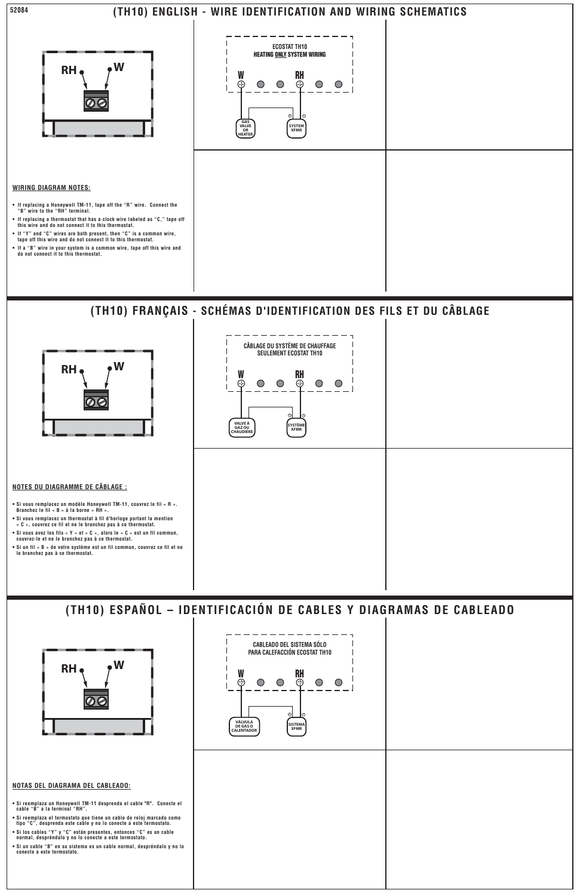52084

# (TH10) ENGLISH - WIRE IDENTIFICATION AND WIRING SCHEMATICS

RH W

ECOSTAT TH10
HEATING ONLY SYSTEM WIRING

W RH

GAS VALVE OR HEATER

SYSTEM XFMR

**WIRING DIAGRAM NOTES:**

- If replacing a Honeywell TM-11, tape off the "R" wire. Connect the "B" wire to the "RH" terminal.
- If replacing a thermostat that has a clock wire labeled as "C," tape off this wire and do not connect it to this thermostat.
- If "Y" and "C" wires are both present, then "C" is a common wire, tape off this wire and do not connect it to this thermostat.
- If a "B" wire in your system is a common wire, tape off this wire and do not connect it to this thermostat.

# (TH10) FRANÇAIS - SCHÉMAS D'IDENTIFICATION DES FILS ET DU CÂBLAGE

RH W

CÂBLAGE DU SYSTÈME DE CHAUFFAGE SEULEMENT ECOSTAT TH10

W RH

VALVE À GAZ OU CHAUDIÈRE

SYSTÈME XFMR

**NOTES DU DIAGRAMME DE CÂBLAGE :**

- Si vous remplacez un modèle Honeywell TM-11, couvrez le fil « R ». Branchez le fil « B » à la borne « RH ».
- Si vous remplacez un thermostat à fil d'horloge portant la mention « C », couvrez ce fil et ne le branchez pas à ce thermostat.
- Si vous avez les fils « Y » et « C », alors le « C » est un fil commun, couvrez-le et ne le branchez pas à ce thermostat.
- Si un fil « B » de votre système est un fil commun, couvrez ce fil et ne le branchez pas à ce thermostat.

# (TH10) ESPAÑOL – IDENTIFICACIÓN DE CABLES Y DIAGRAMAS DE CABLEADO

RH W

CABLEADO DEL SISTEMA SÓLO PARA CALEFACCIÓN ECOSTAT TH10

W RH

VÁLVULA DE GAS O CALENTADOR

SISTEMA XFMR

**NOTAS DEL DIAGRAMA DEL CABLEADO:**

- Si reemplaza un Honeywell TM-11 desprenda el cable "R". Conecte el cable "B" a la terminal "RH".
- Si reemplaza el termostato que tiene un cable de reloj marcado como tipo "C", desprenda este cable y no lo conecte a este termostato.
- Si los cables "Y" y "C" están presentes, entonces "C" es un cable normal, despréndalo y no lo conecte a este termostato.
- Si un cable "B" en su sistema es un cable normal, despréndalo y no lo conecte a este termostato.